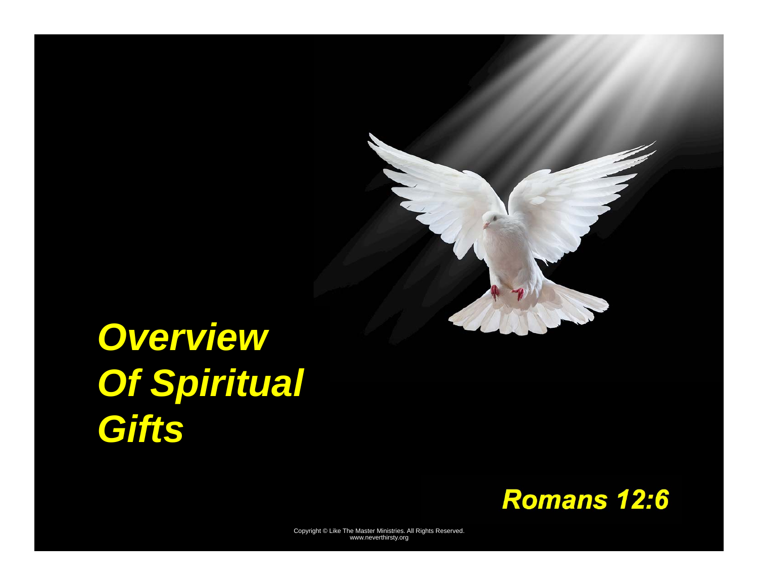# *Overview Of Spiritual Gifts*

***Romans 12:6***

Copyright © Like The Master Ministries. All Rights Reserved.
www.neverthirsty.org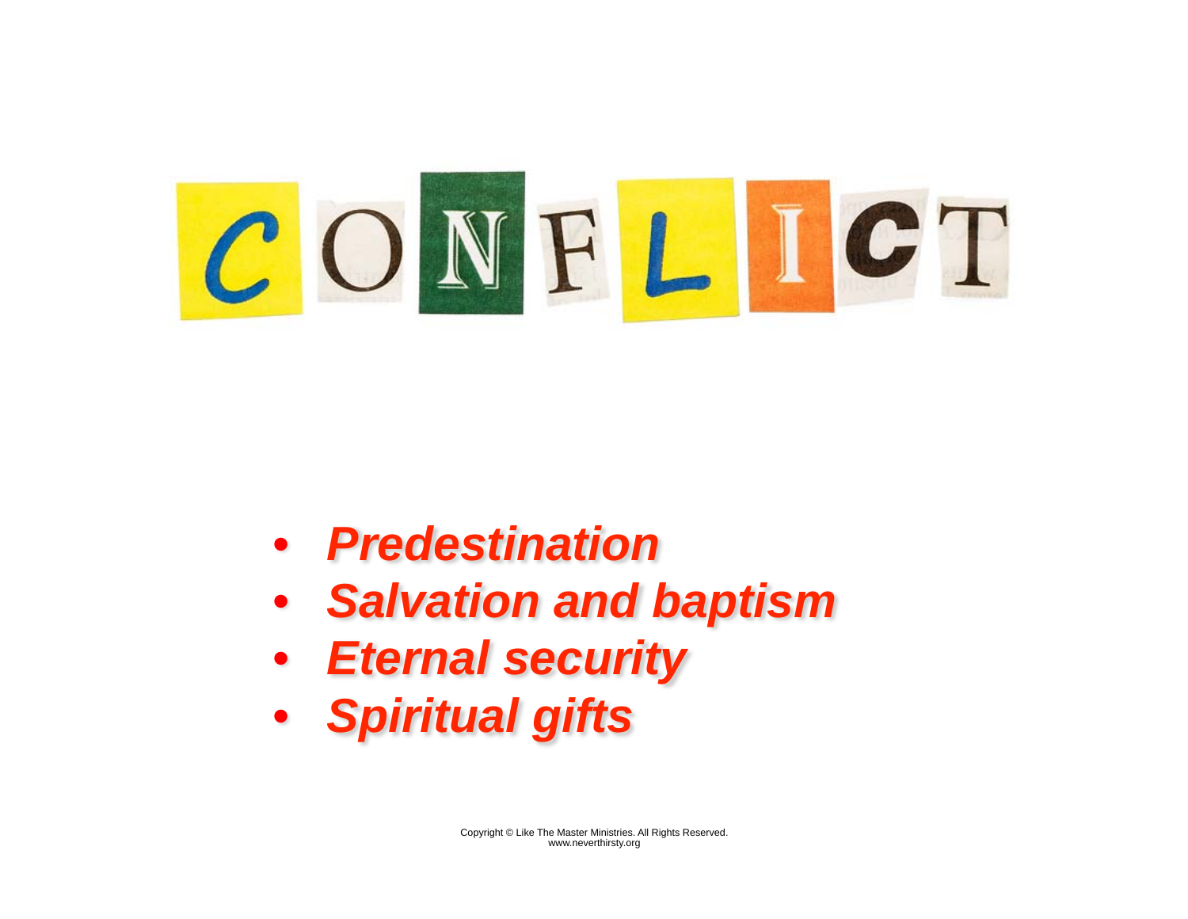# CONFLICT

- ***Predestination***
- ***Salvation and baptism***
- ***Eternal security***
- ***Spiritual gifts***

Copyright © Like The Master Ministries. All Rights Reserved.
www.neverthirsty.org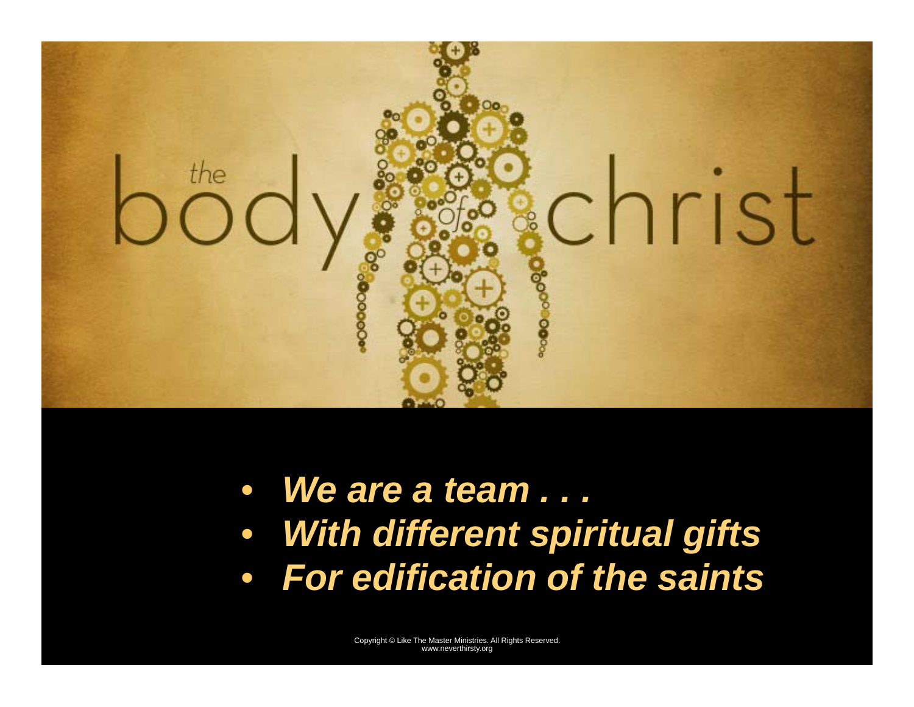the body of christ

- ***We are a team . . .***
- ***With different spiritual gifts***
- ***For edification of the saints***

Copyright © Like The Master Ministries. All Rights Reserved.
www.neverthirsty.org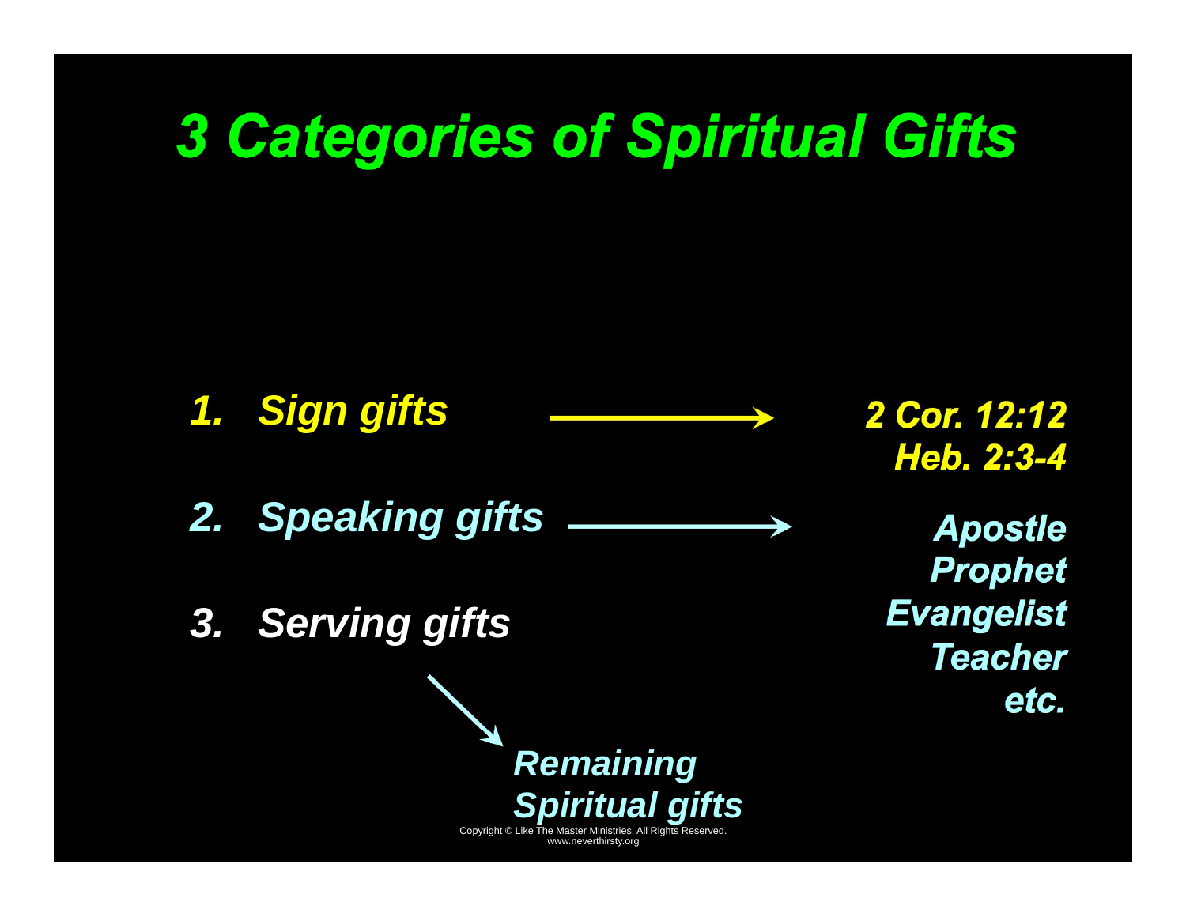# *3 Categories of Spiritual Gifts*

1. *Sign gifts* → *2 Cor. 12:12, Heb. 2:3-4*
2. *Speaking gifts* → *Apostle, Prophet, Evangelist, Teacher, etc.*
3. *Serving gifts* → *Remaining Spiritual gifts*

Copyright © Like The Master Ministries. All Rights Reserved.
www.neverthirsty.org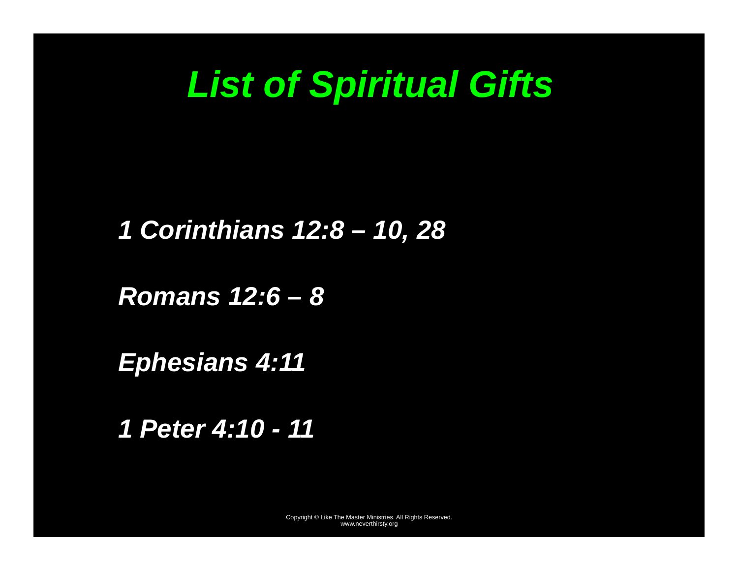# *List of Spiritual Gifts*

***1 Corinthians 12:8 – 10, 28***

***Romans 12:6 – 8***

***Ephesians 4:11***

***1 Peter 4:10 - 11***

Copyright © Like The Master Ministries. All Rights Reserved.
www.neverthirsty.org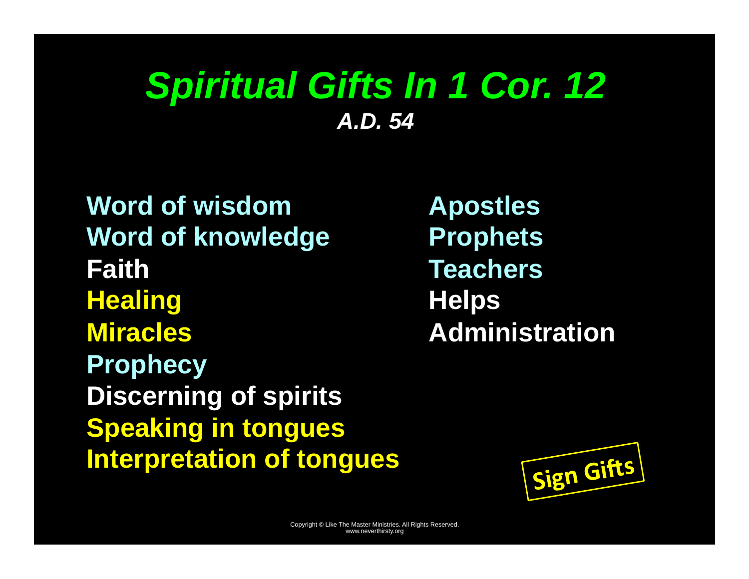# Spiritual Gifts In 1 Cor. 12

***A.D. 54***

**Word of wisdom**
**Word of knowledge**
**Faith**
**Healing**
**Miracles**
**Prophecy**
**Discerning of spirits**
**Speaking in tongues**
**Interpretation of tongues**

**Apostles**
**Prophets**
**Teachers**
**Helps**
**Administration**

**Sign Gifts**

Copyright © Like The Master Ministries. All Rights Reserved.
www.neverthirsty.org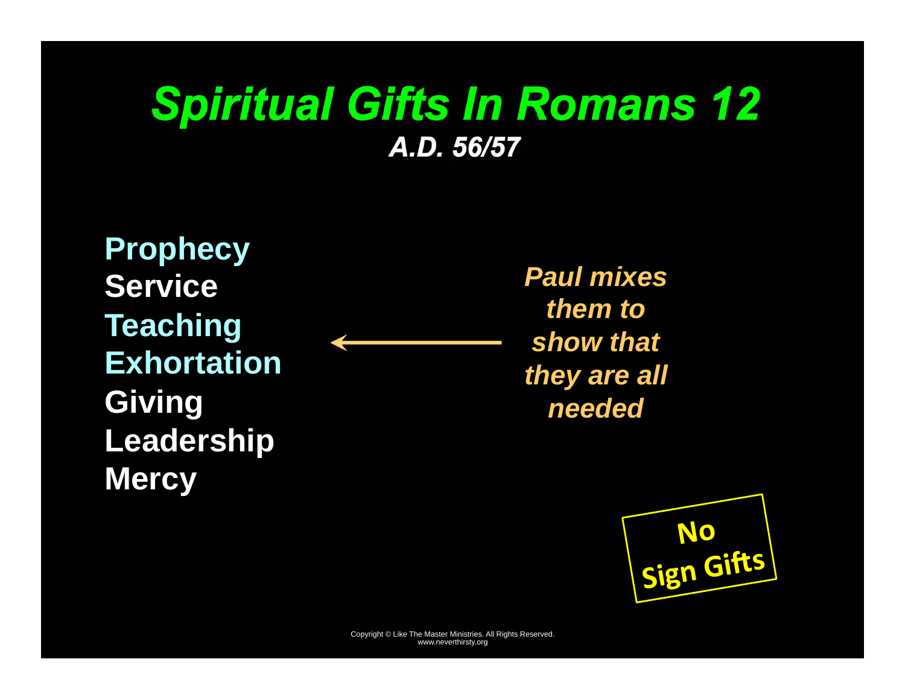# *Spiritual Gifts In Romans 12*

***A.D. 56/57***

**Prophecy**
**Service**
**Teaching**
**Exhortation**
**Giving**
**Leadership**
**Mercy**

***Paul mixes them to show that they are all needed***

**No Sign Gifts**

Copyright © Like The Master Ministries. All Rights Reserved.
www.neverthirsty.org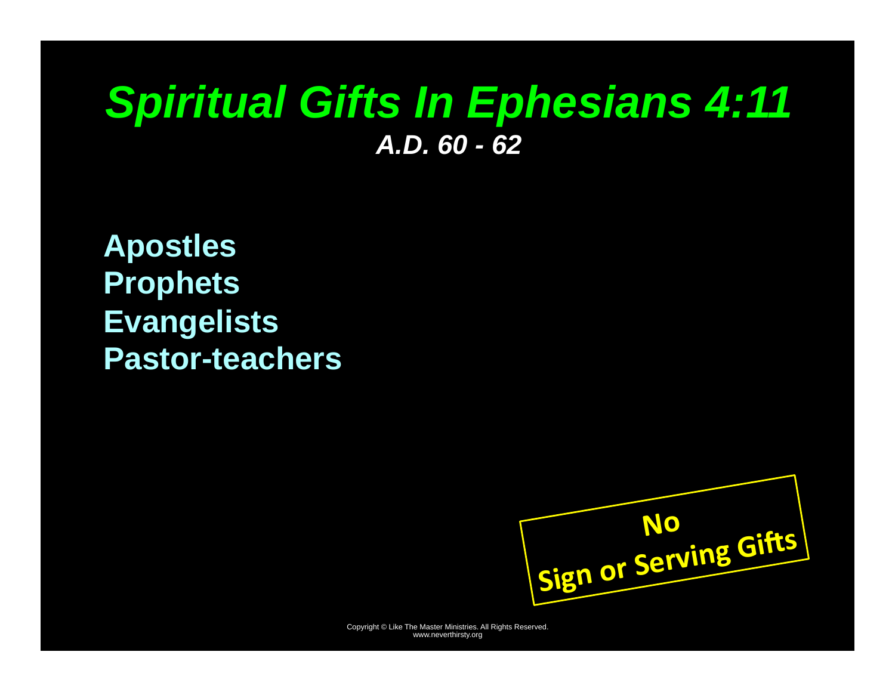# *Spiritual Gifts In Ephesians 4:11*

***A.D. 60 - 62***

**Apostles**
**Prophets**
**Evangelists**
**Pastor-teachers**

**No Sign or Serving Gifts**

Copyright © Like The Master Ministries. All Rights Reserved.
www.neverthirsty.org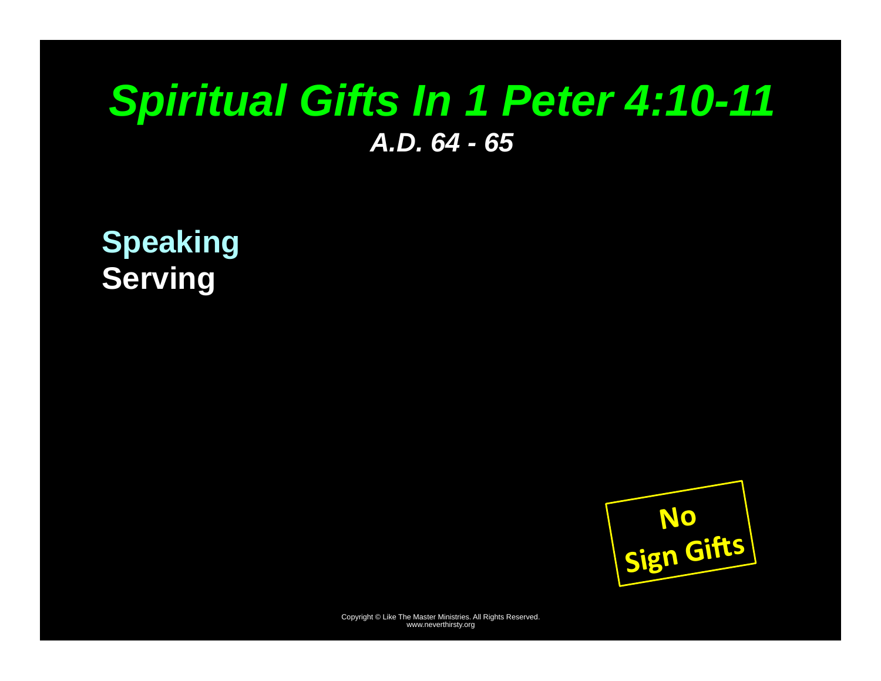# *Spiritual Gifts In 1 Peter 4:10-11*

***A.D. 64 - 65***

**Speaking**
**Serving**

**No Sign Gifts**

Copyright © Like The Master Ministries. All Rights Reserved.
www.neverthirsty.org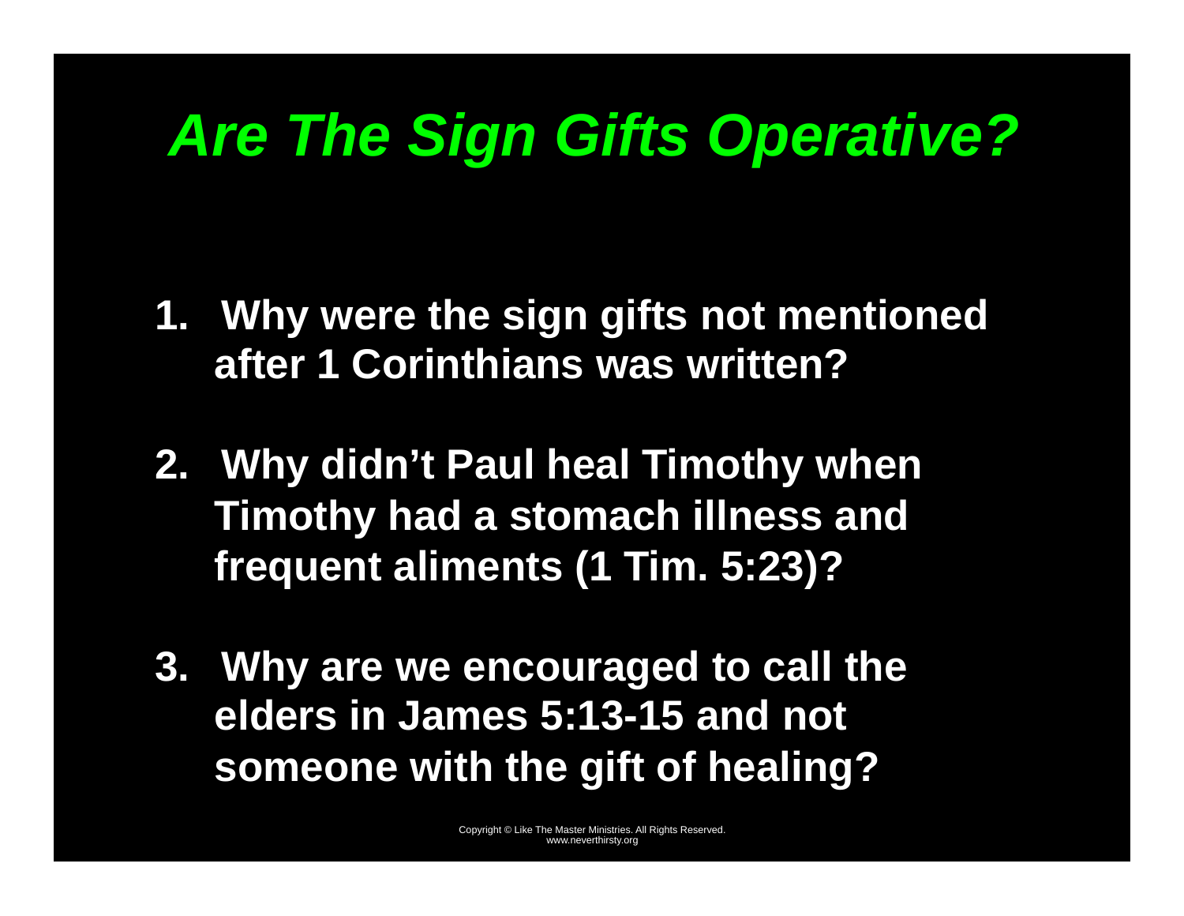# *Are The Sign Gifts Operative?*

1. **Why were the sign gifts not mentioned after 1 Corinthians was written?**

2. **Why didn't Paul heal Timothy when Timothy had a stomach illness and frequent aliments (1 Tim. 5:23)?**

3. **Why are we encouraged to call the elders in James 5:13-15 and not someone with the gift of healing?**

Copyright © Like The Master Ministries. All Rights Reserved.
www.neverthirsty.org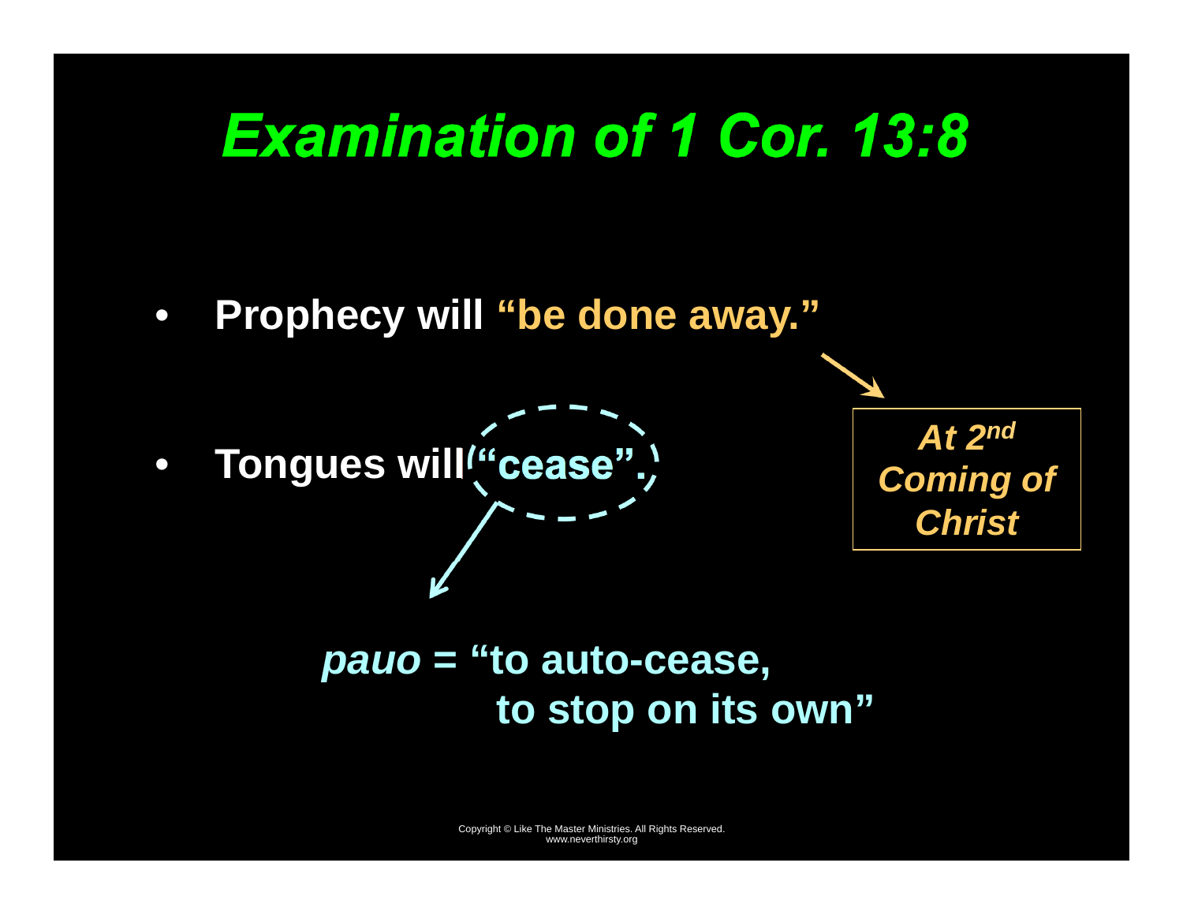# Examination of 1 Cor. 13:8

- Prophecy will **"be done away."**
- Tongues will **"cease".**

*At 2nd Coming of Christ*

***pauo*** **= "to auto-cease, to stop on its own"**

Copyright © Like The Master Ministries. All Rights Reserved.
www.neverthirsty.org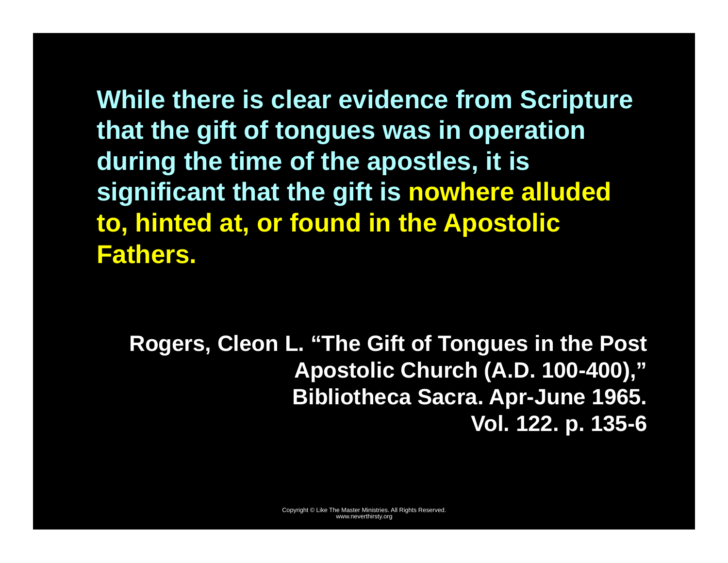While there is clear evidence from Scripture that the gift of tongues was in operation during the time of the apostles, it is significant that the gift is **nowhere alluded to, hinted at, or found in the Apostolic Fathers.**

Rogers, Cleon L. "The Gift of Tongues in the Post Apostolic Church (A.D. 100-400)," Bibliotheca Sacra. Apr-June 1965. Vol. 122. p. 135-6

Copyright © Like The Master Ministries. All Rights Reserved.
www.neverthirsty.org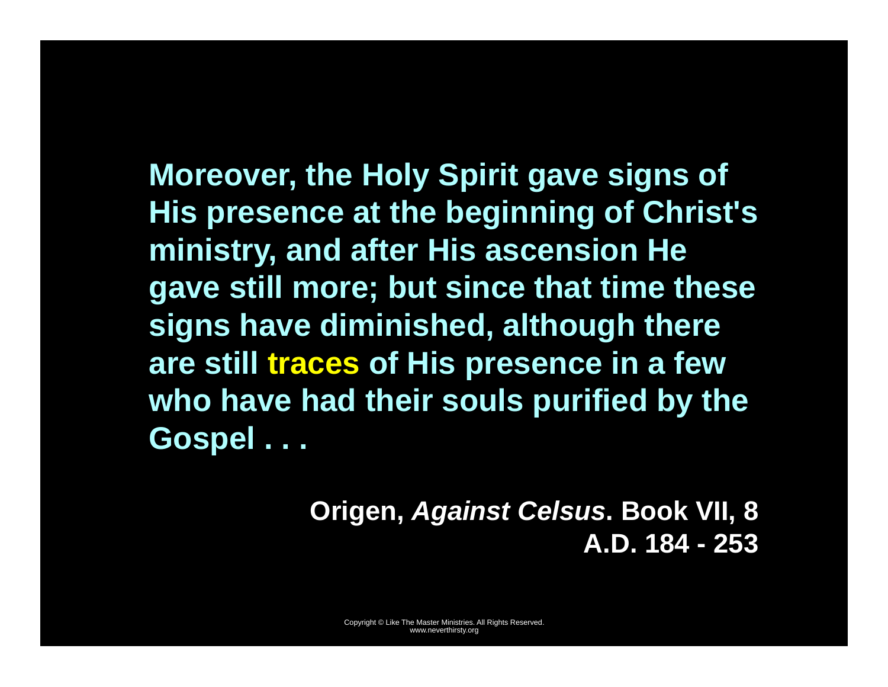**Moreover, the Holy Spirit gave signs of His presence at the beginning of Christ's ministry, and after His ascension He gave still more; but since that time these signs have diminished, although there are still traces of His presence in a few who have had their souls purified by the Gospel . . .**

**Origen, *Against Celsus*. Book VII, 8**
**A.D. 184 - 253**

Copyright © Like The Master Ministries. All Rights Reserved.
www.neverthirsty.org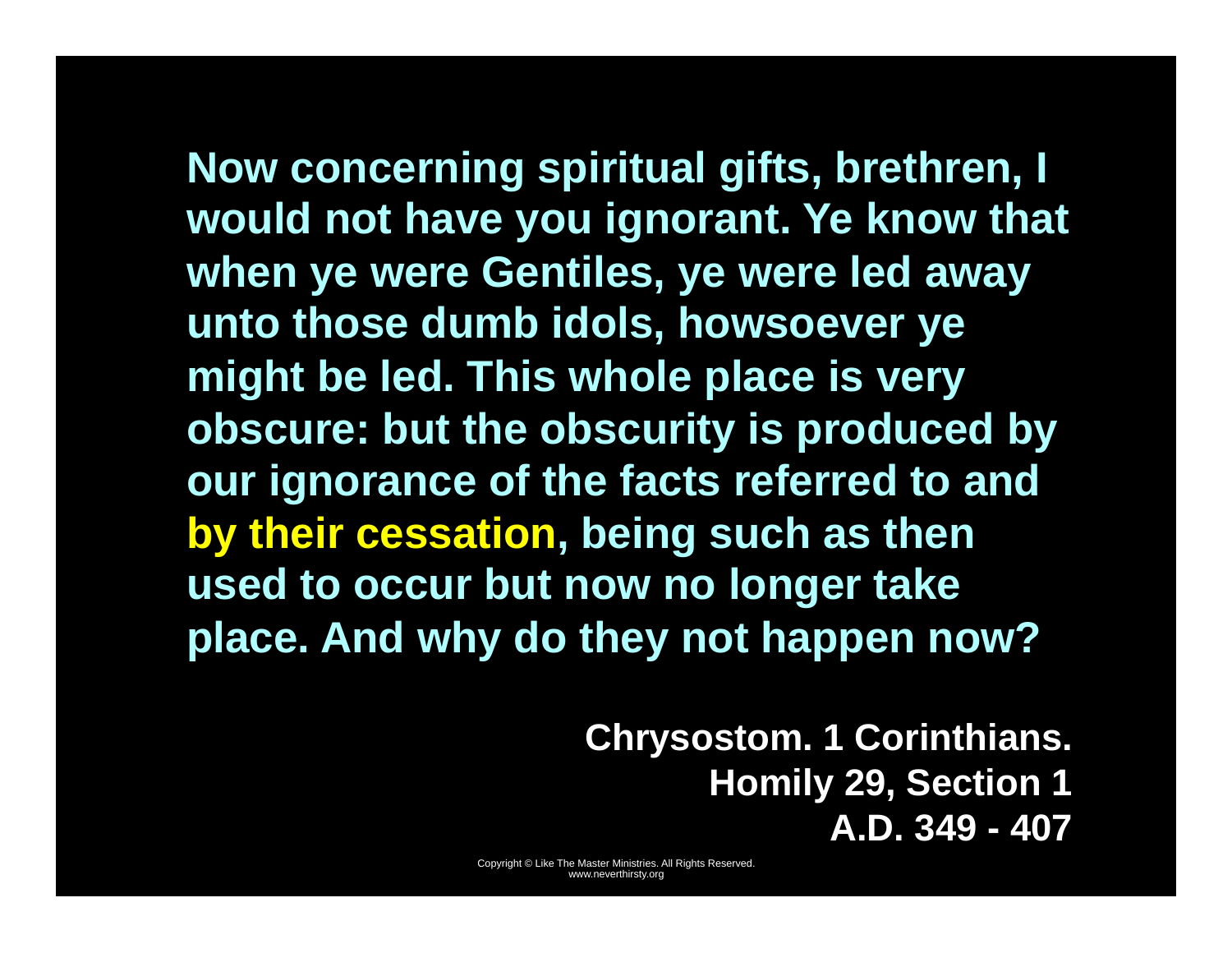Now concerning spiritual gifts, brethren, I would not have you ignorant. Ye know that when ye were Gentiles, ye were led away unto those dumb idols, howsoever ye might be led. This whole place is very obscure: but the obscurity is produced by our ignorance of the facts referred to and **by their cessation**, being such as then used to occur but now no longer take place. And why do they not happen now?

Chrysostom. 1 Corinthians.
Homily 29, Section 1
A.D. 349 - 407

Copyright © Like The Master Ministries. All Rights Reserved.
www.neverthirsty.org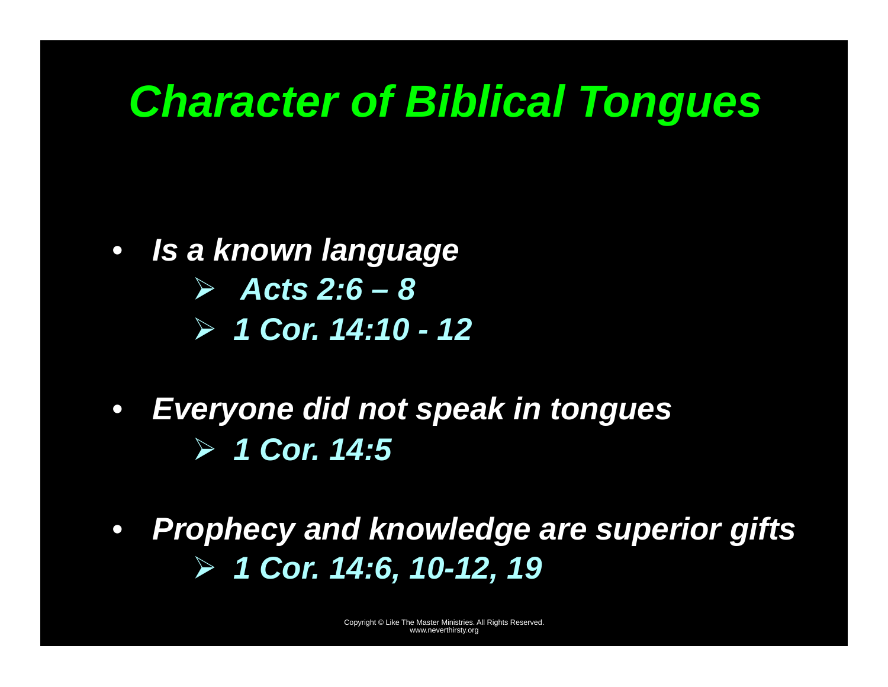# *Character of Biblical Tongues*

- ***Is a known language***
  - ***Acts 2:6 – 8***
  - ***1 Cor. 14:10 - 12***
- ***Everyone did not speak in tongues***
  - ***1 Cor. 14:5***
- ***Prophecy and knowledge are superior gifts***
  - ***1 Cor. 14:6, 10-12, 19***

Copyright © Like The Master Ministries. All Rights Reserved.
www.neverthirsty.org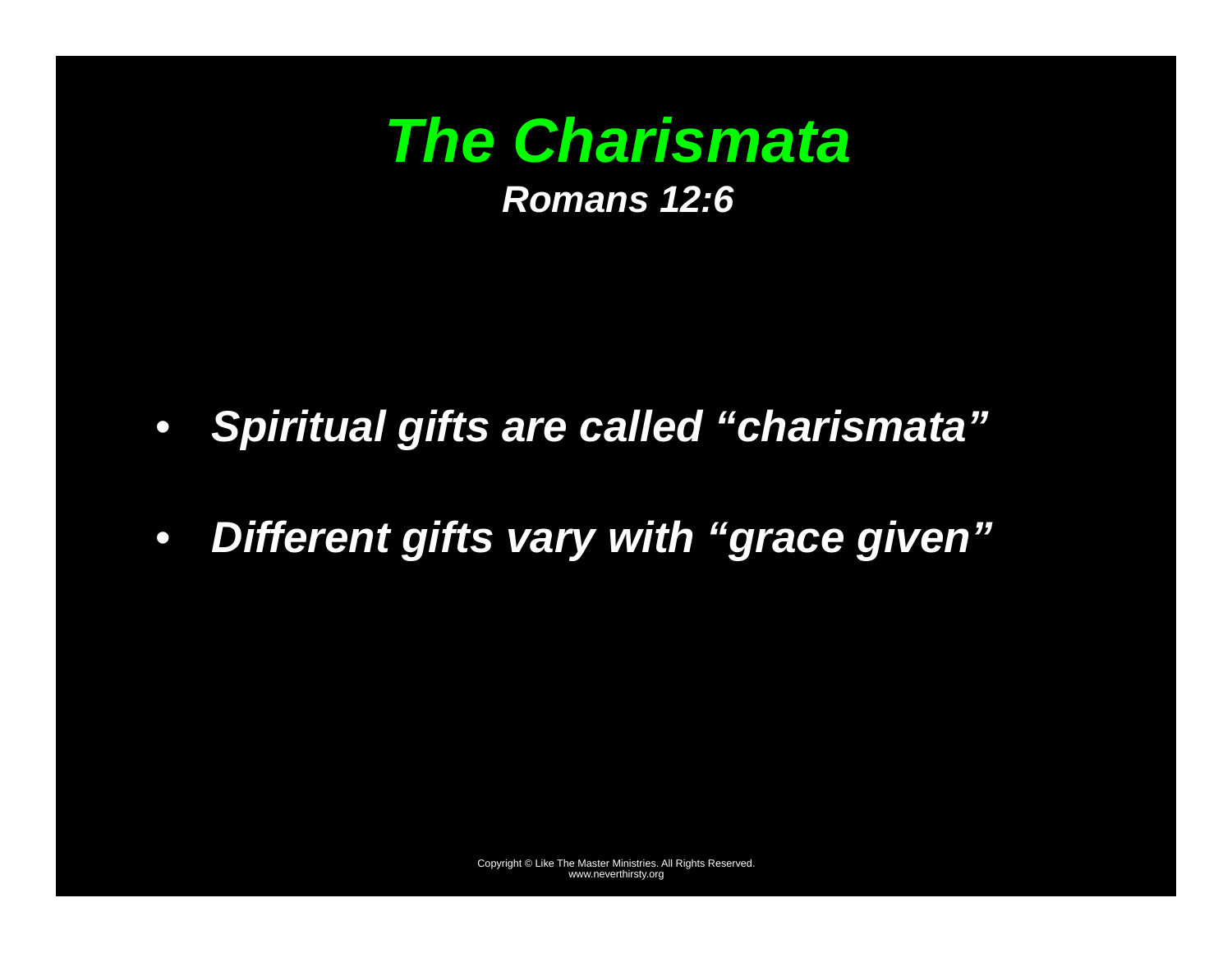# *The Charismata*

***Romans 12:6***

- ***Spiritual gifts are called "charismata"***
- ***Different gifts vary with "grace given"***

Copyright © Like The Master Ministries. All Rights Reserved.
www.neverthirsty.org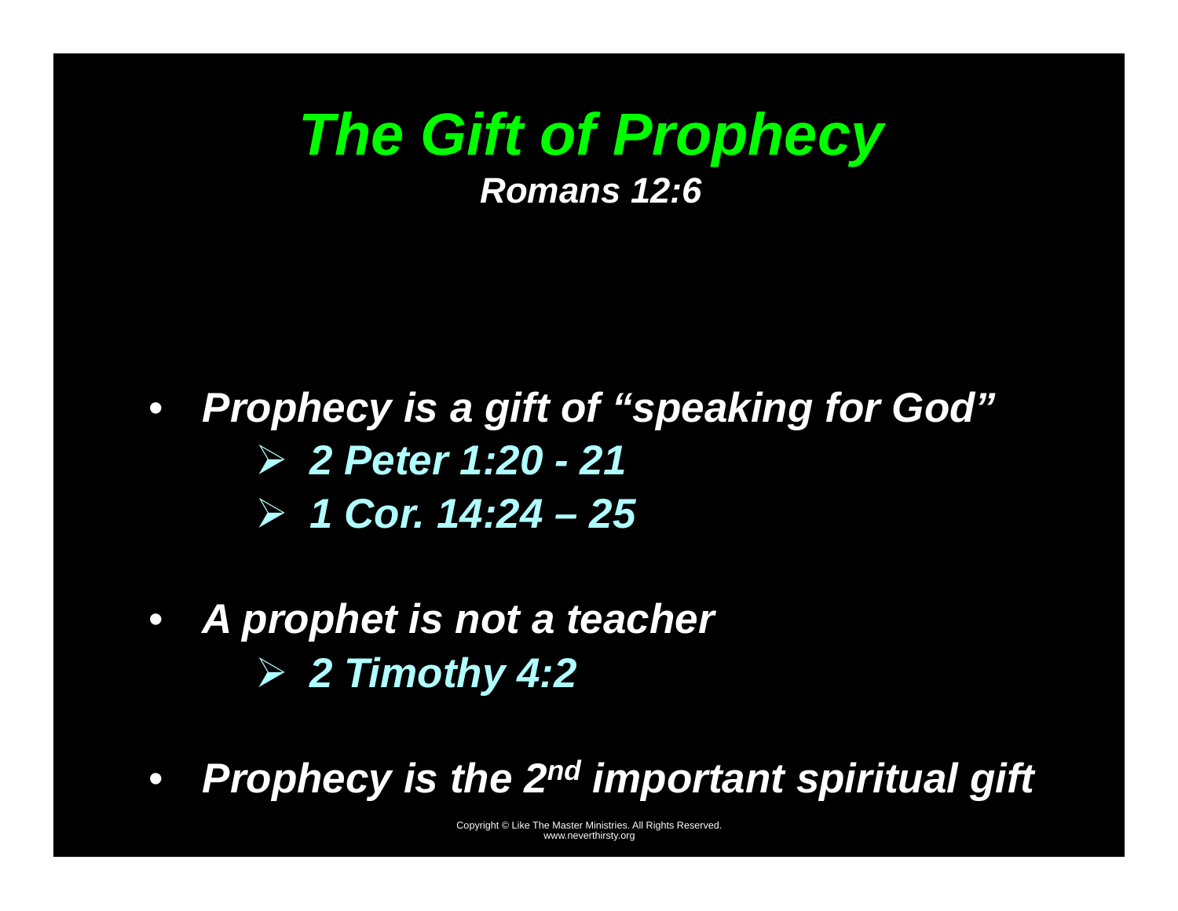# *The Gift of Prophecy*

***Romans 12:6***

- ***Prophecy is a gift of "speaking for God"***
  - ***2 Peter 1:20 - 21***
  - ***1 Cor. 14:24 – 25***

- ***A prophet is not a teacher***
  - ***2 Timothy 4:2***

- ***Prophecy is the 2nd important spiritual gift***

Copyright © Like The Master Ministries. All Rights Reserved.
www.neverthirsty.org